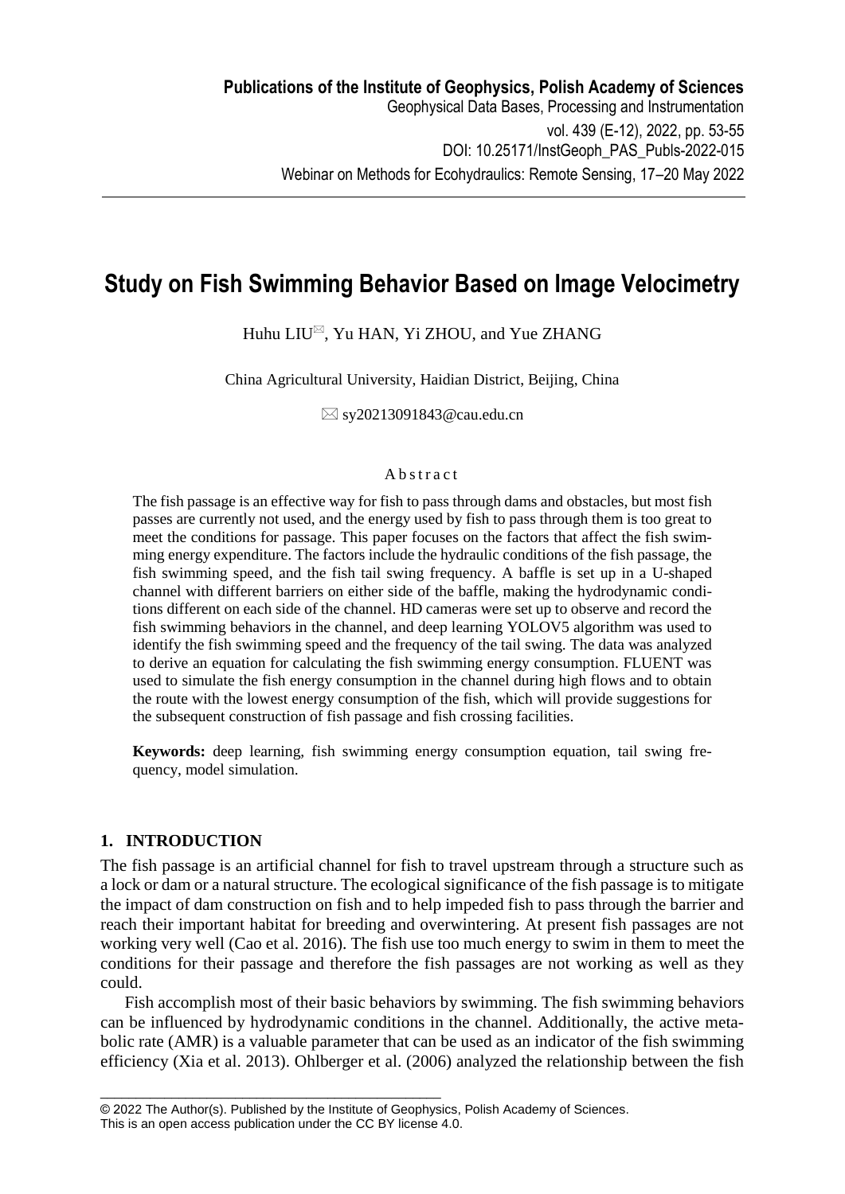# Study on Fish Swimming Behavior Based on Image Velocimetry

Huhu LIU✉, Yu HAN, Yi ZHOU, and Yue ZHANG

China Agricultural University, Haidian District, Beijing, China

✉ sy20213091843@cau.edu.cn

### Abstract

The fish passage is an effective way for fish to pass through dams and obstacles, but most fish passes are currently not used, and the energy used by fish to pass through them is too great to meet the conditions for passage. This paper focuses on the factors that affect the fish swimming energy expenditure. The factors include the hydraulic conditions of the fish passage, the fish swimming speed, and the fish tail swing frequency. A baffle is set up in a U-shaped channel with different barriers on either side of the baffle, making the hydrodynamic conditions different on each side of the channel. HD cameras were set up to observe and record the fish swimming behaviors in the channel, and deep learning YOLOV5 algorithm was used to identify the fish swimming speed and the frequency of the tail swing. The data was analyzed to derive an equation for calculating the fish swimming energy consumption. FLUENT was used to simulate the fish energy consumption in the channel during high flows and to obtain the route with the lowest energy consumption of the fish, which will provide suggestions for the subsequent construction of fish passage and fish crossing facilities.

**Keywords:** deep learning, fish swimming energy consumption equation, tail swing frequency, model simulation.

## 1. INTRODUCTION

The fish passage is an artificial channel for fish to travel upstream through a structure such as a lock or dam or a natural structure. The ecological significance of the fish passage is to mitigate the impact of dam construction on fish and to help impeded fish to pass through the barrier and reach their important habitat for breeding and overwintering. At present fish passages are not working very well (Cao et al. 2016). The fish use too much energy to swim in them to meet the conditions for their passage and therefore the fish passages are not working as well as they could.

Fish accomplish most of their basic behaviors by swimming. The fish swimming behaviors can be influenced by hydrodynamic conditions in the channel. Additionally, the active metabolic rate (AMR) is a valuable parameter that can be used as an indicator of the fish swimming efficiency (Xia et al. 2013). Ohlberger et al. (2006) analyzed the relationship between the fish

© 2022 The Author(s). Published by the Institute of Geophysics, Polish Academy of Sciences.
This is an open access publication under the CC BY license 4.0.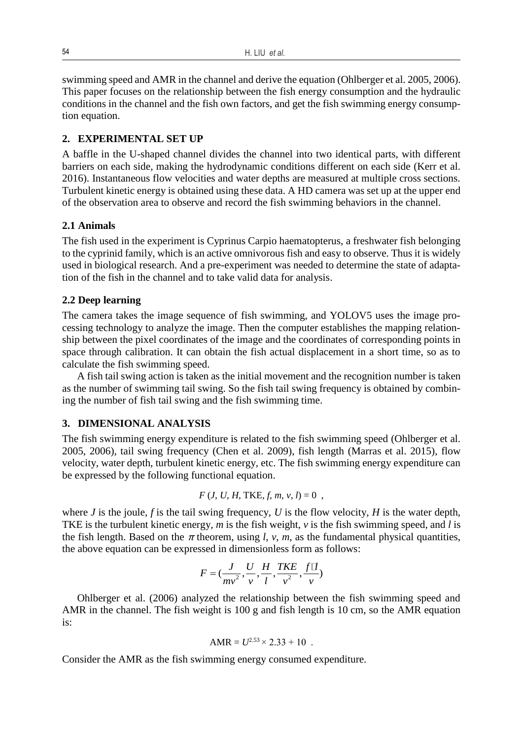swimming speed and AMR in the channel and derive the equation (Ohlberger et al. 2005, 2006). This paper focuses on the relationship between the fish energy consumption and the hydraulic conditions in the channel and the fish own factors, and get the fish swimming energy consumption equation.

## 2. EXPERIMENTAL SET UP

A baffle in the U-shaped channel divides the channel into two identical parts, with different barriers on each side, making the hydrodynamic conditions different on each side (Kerr et al. 2016). Instantaneous flow velocities and water depths are measured at multiple cross sections. Turbulent kinetic energy is obtained using these data. A HD camera was set up at the upper end of the observation area to observe and record the fish swimming behaviors in the channel.

### 2.1 Animals

The fish used in the experiment is Cyprinus Carpio haematopterus, a freshwater fish belonging to the cyprinid family, which is an active omnivorous fish and easy to observe. Thus it is widely used in biological research. And a pre-experiment was needed to determine the state of adaptation of the fish in the channel and to take valid data for analysis.

### 2.2 Deep learning

The camera takes the image sequence of fish swimming, and YOLOV5 uses the image processing technology to analyze the image. Then the computer establishes the mapping relationship between the pixel coordinates of the image and the coordinates of corresponding points in space through calibration. It can obtain the fish actual displacement in a short time, so as to calculate the fish swimming speed.

A fish tail swing action is taken as the initial movement and the recognition number is taken as the number of swimming tail swing. So the fish tail swing frequency is obtained by combining the number of fish tail swing and the fish swimming time.

## 3. DIMENSIONAL ANALYSIS

The fish swimming energy expenditure is related to the fish swimming speed (Ohlberger et al. 2005, 2006), tail swing frequency (Chen et al. 2009), fish length (Marras et al. 2015), flow velocity, water depth, turbulent kinetic energy, etc. The fish swimming energy expenditure can be expressed by the following functional equation.

$$F\,(J, U, H, \mathrm{TKE}, f, m, v, l) = 0 \ ,$$

where $J$ is the joule, $f$ is the tail swing frequency, $U$ is the flow velocity, $H$ is the water depth, TKE is the turbulent kinetic energy, $m$ is the fish weight, $v$ is the fish swimming speed, and $l$ is the fish length. Based on the $\pi$ theorem, using $l$, $v$, $m$, as the fundamental physical quantities, the above equation can be expressed in dimensionless form as follows:

$$F = \left(\frac{J}{mv^2}, \frac{U}{v}, \frac{H}{l}, \frac{TKE}{v^2}, \frac{f \cdot l}{v}\right)$$

Ohlberger et al. (2006) analyzed the relationship between the fish swimming speed and AMR in the channel. The fish weight is 100 g and fish length is 10 cm, so the AMR equation is:

$$\mathrm{AMR} = U^{2.53} \times 2.33 + 10 \ .$$

Consider the AMR as the fish swimming energy consumed expenditure.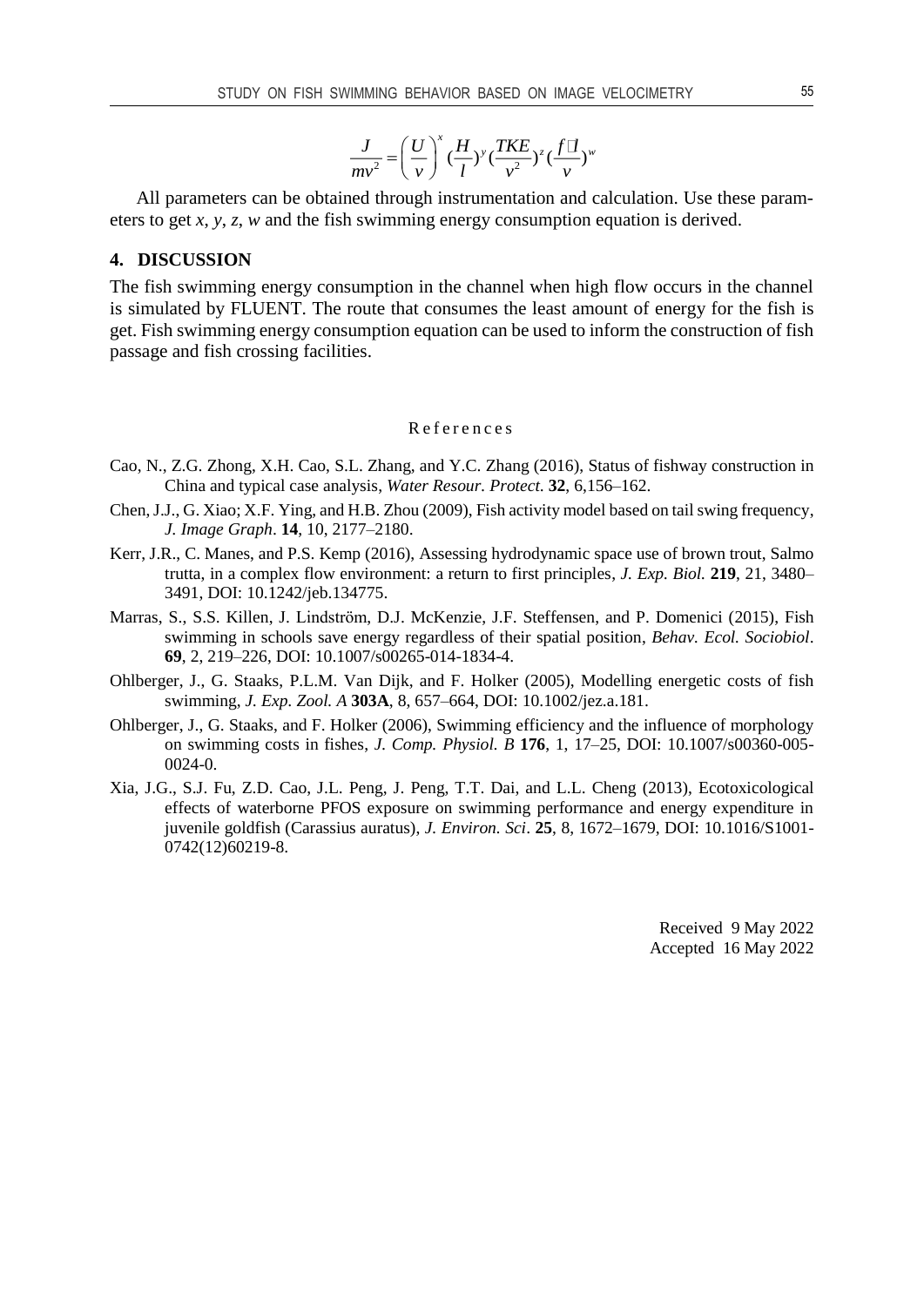$$\frac{J}{mv^2} = \left(\frac{U}{v}\right)^x (\frac{H}{l})^y (\frac{TKE}{v^2})^z (\frac{f \cdot l}{v})^w$$

All parameters can be obtained through instrumentation and calculation. Use these parameters to get *x*, *y*, *z*, *w* and the fish swimming energy consumption equation is derived.

## 4. DISCUSSION

The fish swimming energy consumption in the channel when high flow occurs in the channel is simulated by FLUENT. The route that consumes the least amount of energy for the fish is get. Fish swimming energy consumption equation can be used to inform the construction of fish passage and fish crossing facilities.

### References

Cao, N., Z.G. Zhong, X.H. Cao, S.L. Zhang, and Y.C. Zhang (2016), Status of fishway construction in China and typical case analysis, *Water Resour. Protect.* **32**, 6,156–162.

Chen, J.J., G. Xiao; X.F. Ying, and H.B. Zhou (2009), Fish activity model based on tail swing frequency, *J. Image Graph*. **14**, 10, 2177–2180.

Kerr, J.R., C. Manes, and P.S. Kemp (2016), Assessing hydrodynamic space use of brown trout, Salmo trutta, in a complex flow environment: a return to first principles, *J. Exp. Biol.* **219**, 21, 3480–3491, DOI: 10.1242/jeb.134775.

Marras, S., S.S. Killen, J. Lindström, D.J. McKenzie, J.F. Steffensen, and P. Domenici (2015), Fish swimming in schools save energy regardless of their spatial position, *Behav. Ecol. Sociobiol*. **69**, 2, 219–226, DOI: 10.1007/s00265-014-1834-4.

Ohlberger, J., G. Staaks, P.L.M. Van Dijk, and F. Holker (2005), Modelling energetic costs of fish swimming, *J. Exp. Zool. A* **303A**, 8, 657–664, DOI: 10.1002/jez.a.181.

Ohlberger, J., G. Staaks, and F. Holker (2006), Swimming efficiency and the influence of morphology on swimming costs in fishes, *J. Comp. Physiol. B* **176**, 1, 17–25, DOI: 10.1007/s00360-005-0024-0.

Xia, J.G., S.J. Fu, Z.D. Cao, J.L. Peng, J. Peng, T.T. Dai, and L.L. Cheng (2013), Ecotoxicological effects of waterborne PFOS exposure on swimming performance and energy expenditure in juvenile goldfish (Carassius auratus), *J. Environ. Sci*. **25**, 8, 1672–1679, DOI: 10.1016/S1001-0742(12)60219-8.

Received 9 May 2022
Accepted 16 May 2022